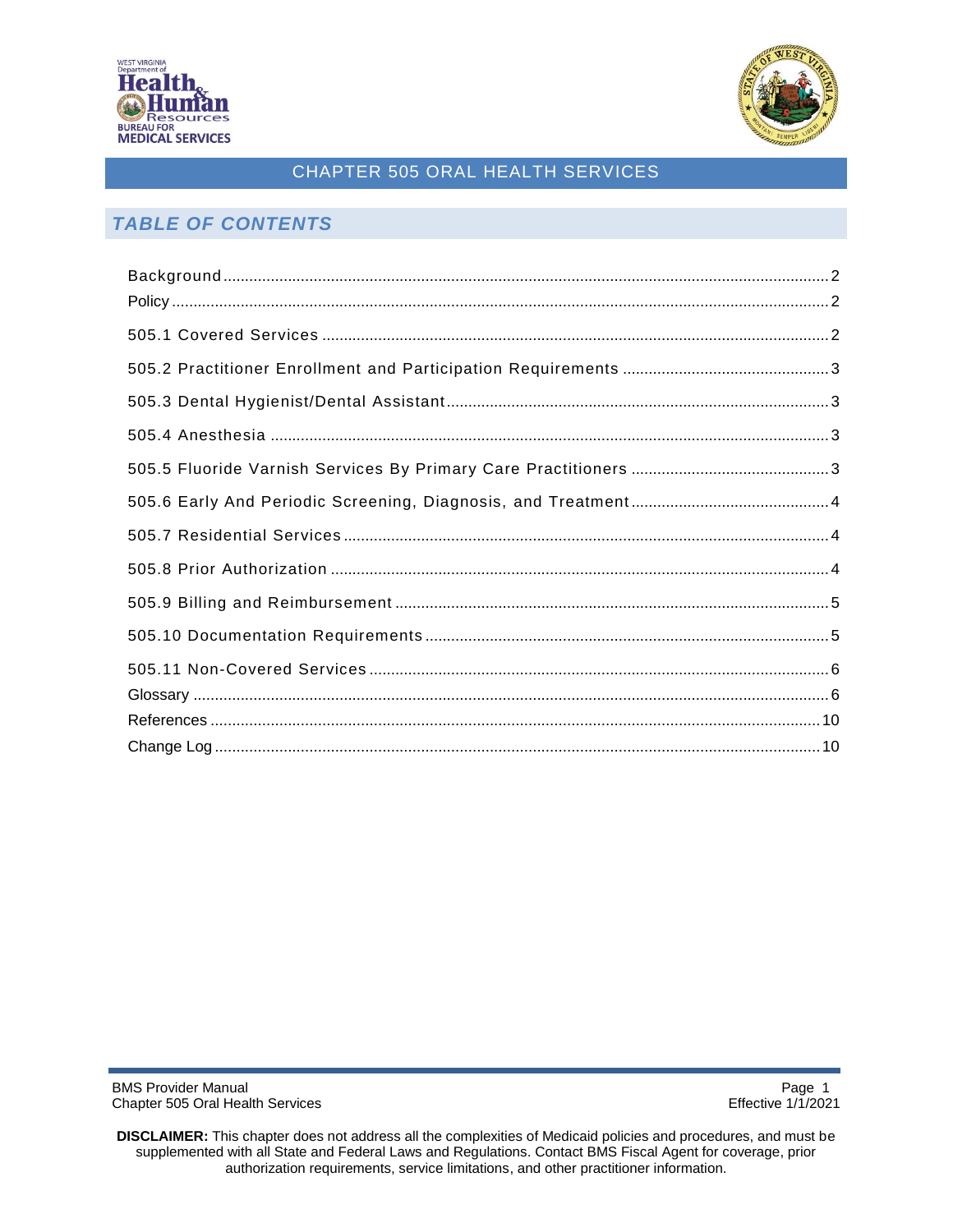# CHAPTER 505 ORAL HEALTH SERVICES

## TABLE OF CONTENTS

Background ........ 2
Policy ........ 2
505.1 Covered Services ........ 2
505.2 Practitioner Enrollment and Participation Requirements ........ 3
505.3 Dental Hygienist/Dental Assistant ........ 3
505.4 Anesthesia ........ 3
505.5 Fluoride Varnish Services By Primary Care Practitioners ........ 3
505.6 Early And Periodic Screening, Diagnosis, and Treatment ........ 4
505.7 Residential Services ........ 4
505.8 Prior Authorization ........ 4
505.9 Billing and Reimbursement ........ 5
505.10 Documentation Requirements ........ 5
505.11 Non-Covered Services ........ 6
Glossary ........ 6
References ........ 10
Change Log ........ 10

**DISCLAIMER:** This chapter does not address all the complexities of Medicaid policies and procedures, and must be supplemented with all State and Federal Laws and Regulations. Contact BMS Fiscal Agent for coverage, prior authorization requirements, service limitations, and other practitioner information.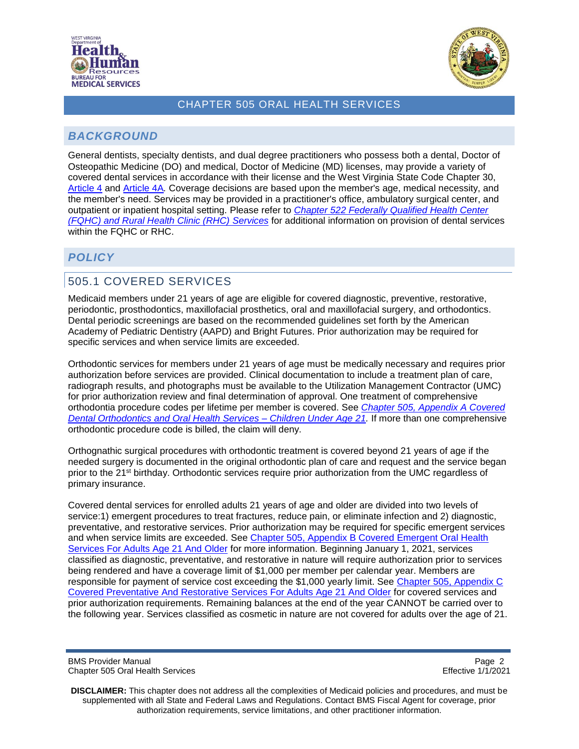# CHAPTER 505 ORAL HEALTH SERVICES

## *BACKGROUND*

General dentists, specialty dentists, and dual degree practitioners who possess both a dental, Doctor of Osteopathic Medicine (DO) and medical, Doctor of Medicine (MD) licenses, may provide a variety of covered dental services in accordance with their license and the West Virginia State Code Chapter 30, Article 4 and Article 4A. Coverage decisions are based upon the member's age, medical necessity, and the member's need. Services may be provided in a practitioner's office, ambulatory surgical center, and outpatient or inpatient hospital setting. Please refer to *Chapter 522 Federally Qualified Health Center (FQHC) and Rural Health Clinic (RHC) Services* for additional information on provision of dental services within the FQHC or RHC.

## *POLICY*

### 505.1 COVERED SERVICES

Medicaid members under 21 years of age are eligible for covered diagnostic, preventive, restorative, periodontic, prosthodontics, maxillofacial prosthetics, oral and maxillofacial surgery, and orthodontics. Dental periodic screenings are based on the recommended guidelines set forth by the American Academy of Pediatric Dentistry (AAPD) and Bright Futures. Prior authorization may be required for specific services and when service limits are exceeded.

Orthodontic services for members under 21 years of age must be medically necessary and requires prior authorization before services are provided. Clinical documentation to include a treatment plan of care, radiograph results, and photographs must be available to the Utilization Management Contractor (UMC) for prior authorization review and final determination of approval. One treatment of comprehensive orthodontia procedure codes per lifetime per member is covered. See *Chapter 505, Appendix A Covered Dental Orthodontics and Oral Health Services – Children Under Age 21*. If more than one comprehensive orthodontic procedure code is billed, the claim will deny.

Orthognathic surgical procedures with orthodontic treatment is covered beyond 21 years of age if the needed surgery is documented in the original orthodontic plan of care and request and the service began prior to the 21st birthday. Orthodontic services require prior authorization from the UMC regardless of primary insurance.

Covered dental services for enrolled adults 21 years of age and older are divided into two levels of service:1) emergent procedures to treat fractures, reduce pain, or eliminate infection and 2) diagnostic, preventative, and restorative services. Prior authorization may be required for specific emergent services and when service limits are exceeded. See Chapter 505, Appendix B Covered Emergent Oral Health Services For Adults Age 21 And Older for more information. Beginning January 1, 2021, services classified as diagnostic, preventative, and restorative in nature will require authorization prior to services being rendered and have a coverage limit of $1,000 per member per calendar year. Members are responsible for payment of service cost exceeding the $1,000 yearly limit. See Chapter 505, Appendix C Covered Preventative And Restorative Services For Adults Age 21 And Older for covered services and prior authorization requirements. Remaining balances at the end of the year CANNOT be carried over to the following year. Services classified as cosmetic in nature are not covered for adults over the age of 21.

**DISCLAIMER:** This chapter does not address all the complexities of Medicaid policies and procedures, and must be supplemented with all State and Federal Laws and Regulations. Contact BMS Fiscal Agent for coverage, prior authorization requirements, service limitations, and other practitioner information.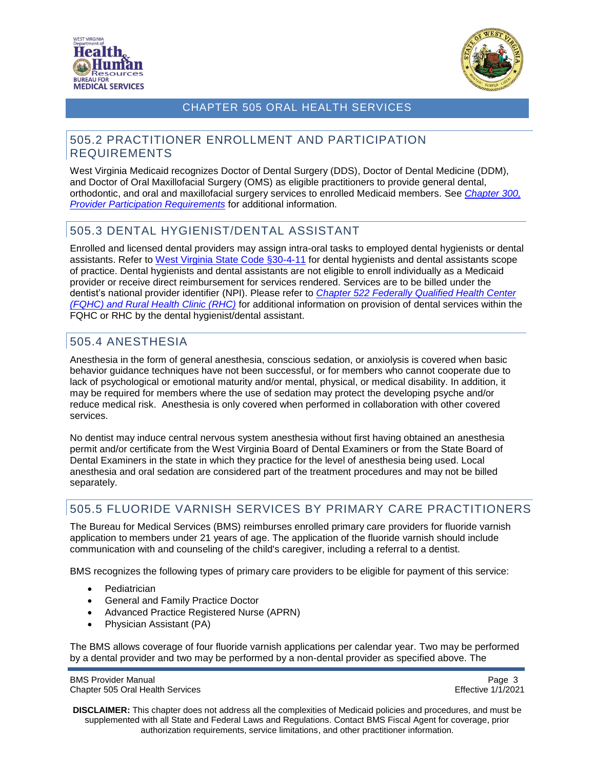## 505.2 PRACTITIONER ENROLLMENT AND PARTICIPATION REQUIREMENTS

West Virginia Medicaid recognizes Doctor of Dental Surgery (DDS), Doctor of Dental Medicine (DDM), and Doctor of Oral Maxillofacial Surgery (OMS) as eligible practitioners to provide general dental, orthodontic, and oral and maxillofacial surgery services to enrolled Medicaid members. See *Chapter 300, Provider Participation Requirements* for additional information.

## 505.3 DENTAL HYGIENIST/DENTAL ASSISTANT

Enrolled and licensed dental providers may assign intra-oral tasks to employed dental hygienists or dental assistants. Refer to West Virginia State Code §30-4-11 for dental hygienists and dental assistants scope of practice. Dental hygienists and dental assistants are not eligible to enroll individually as a Medicaid provider or receive direct reimbursement for services rendered. Services are to be billed under the dentist's national provider identifier (NPI). Please refer to *Chapter 522 Federally Qualified Health Center (FQHC) and Rural Health Clinic (RHC)* for additional information on provision of dental services within the FQHC or RHC by the dental hygienist/dental assistant.

## 505.4 ANESTHESIA

Anesthesia in the form of general anesthesia, conscious sedation, or anxiolysis is covered when basic behavior guidance techniques have not been successful, or for members who cannot cooperate due to lack of psychological or emotional maturity and/or mental, physical, or medical disability. In addition, it may be required for members where the use of sedation may protect the developing psyche and/or reduce medical risk. Anesthesia is only covered when performed in collaboration with other covered services.

No dentist may induce central nervous system anesthesia without first having obtained an anesthesia permit and/or certificate from the West Virginia Board of Dental Examiners or from the State Board of Dental Examiners in the state in which they practice for the level of anesthesia being used. Local anesthesia and oral sedation are considered part of the treatment procedures and may not be billed separately.

## 505.5 FLUORIDE VARNISH SERVICES BY PRIMARY CARE PRACTITIONERS

The Bureau for Medical Services (BMS) reimburses enrolled primary care providers for fluoride varnish application to members under 21 years of age. The application of the fluoride varnish should include communication with and counseling of the child's caregiver, including a referral to a dentist.

BMS recognizes the following types of primary care providers to be eligible for payment of this service:

- Pediatrician
- General and Family Practice Doctor
- Advanced Practice Registered Nurse (APRN)
- Physician Assistant (PA)

The BMS allows coverage of four fluoride varnish applications per calendar year. Two may be performed by a dental provider and two may be performed by a non-dental provider as specified above. The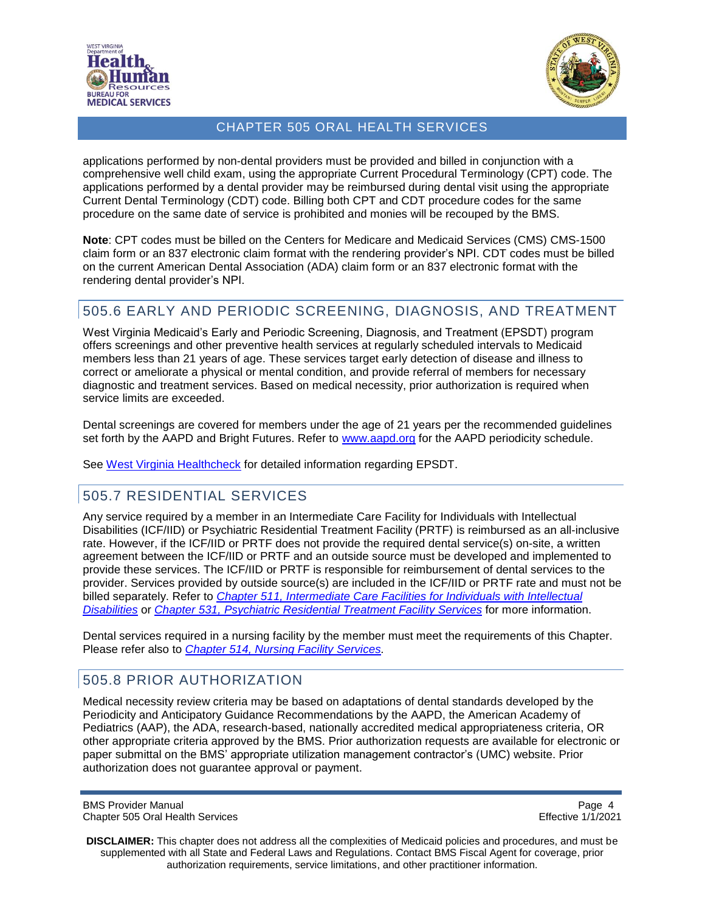applications performed by non-dental providers must be provided and billed in conjunction with a comprehensive well child exam, using the appropriate Current Procedural Terminology (CPT) code. The applications performed by a dental provider may be reimbursed during dental visit using the appropriate Current Dental Terminology (CDT) code. Billing both CPT and CDT procedure codes for the same procedure on the same date of service is prohibited and monies will be recouped by the BMS.

**Note**: CPT codes must be billed on the Centers for Medicare and Medicaid Services (CMS) CMS-1500 claim form or an 837 electronic claim format with the rendering provider's NPI. CDT codes must be billed on the current American Dental Association (ADA) claim form or an 837 electronic format with the rendering dental provider's NPI.

## 505.6 EARLY AND PERIODIC SCREENING, DIAGNOSIS, AND TREATMENT

West Virginia Medicaid's Early and Periodic Screening, Diagnosis, and Treatment (EPSDT) program offers screenings and other preventive health services at regularly scheduled intervals to Medicaid members less than 21 years of age. These services target early detection of disease and illness to correct or ameliorate a physical or mental condition, and provide referral of members for necessary diagnostic and treatment services. Based on medical necessity, prior authorization is required when service limits are exceeded.

Dental screenings are covered for members under the age of 21 years per the recommended guidelines set forth by the AAPD and Bright Futures. Refer to www.aapd.org for the AAPD periodicity schedule.

See West Virginia Healthcheck for detailed information regarding EPSDT.

## 505.7 RESIDENTIAL SERVICES

Any service required by a member in an Intermediate Care Facility for Individuals with Intellectual Disabilities (ICF/IID) or Psychiatric Residential Treatment Facility (PRTF) is reimbursed as an all-inclusive rate. However, if the ICF/IID or PRTF does not provide the required dental service(s) on-site, a written agreement between the ICF/IID or PRTF and an outside source must be developed and implemented to provide these services. The ICF/IID or PRTF is responsible for reimbursement of dental services to the provider. Services provided by outside source(s) are included in the ICF/IID or PRTF rate and must not be billed separately. Refer to *Chapter 511, Intermediate Care Facilities for Individuals with Intellectual Disabilities* or *Chapter 531, Psychiatric Residential Treatment Facility Services* for more information.

Dental services required in a nursing facility by the member must meet the requirements of this Chapter. Please refer also to *Chapter 514, Nursing Facility Services.*

## 505.8 PRIOR AUTHORIZATION

Medical necessity review criteria may be based on adaptations of dental standards developed by the Periodicity and Anticipatory Guidance Recommendations by the AAPD, the American Academy of Pediatrics (AAP), the ADA, research-based, nationally accredited medical appropriateness criteria, OR other appropriate criteria approved by the BMS. Prior authorization requests are available for electronic or paper submittal on the BMS' appropriate utilization management contractor's (UMC) website. Prior authorization does not guarantee approval or payment.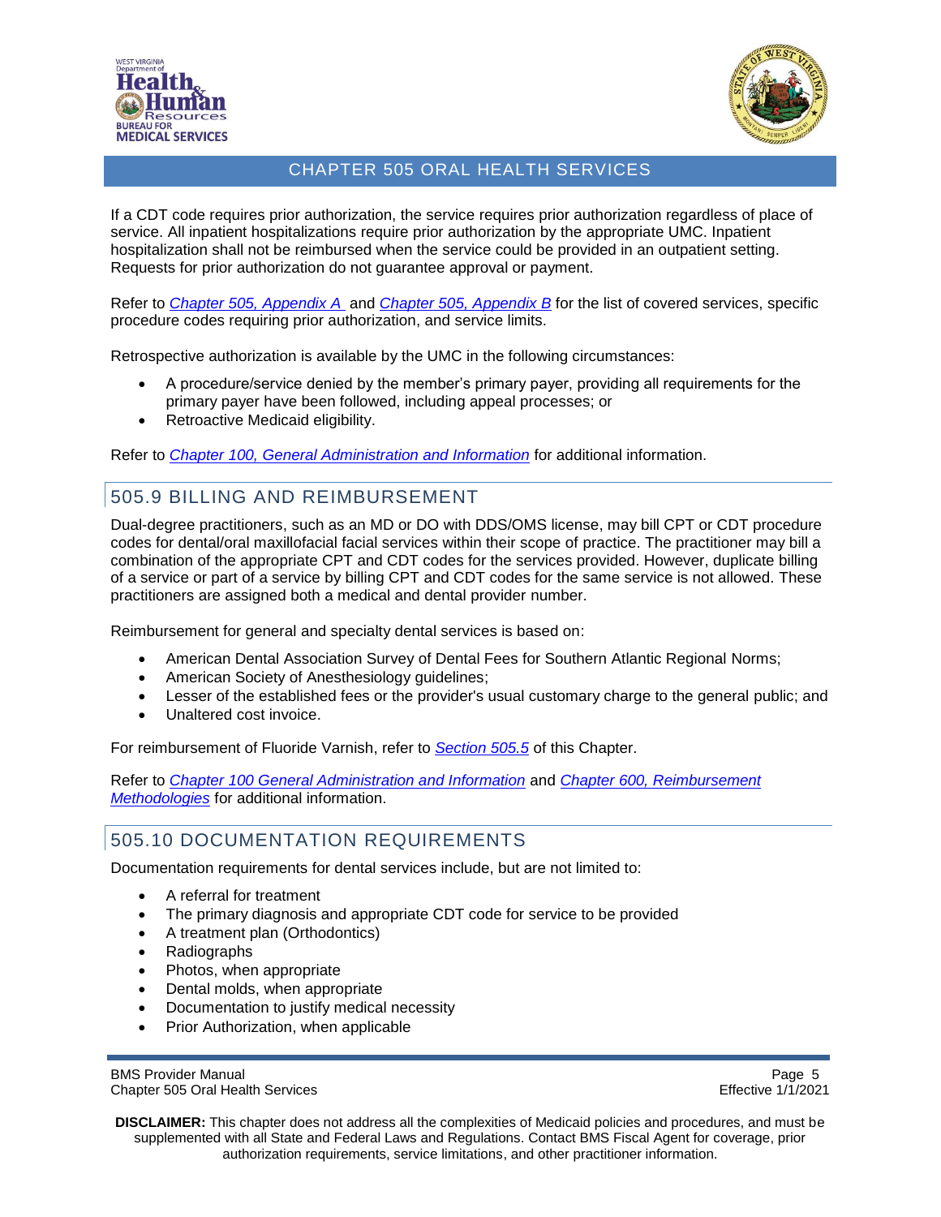If a CDT code requires prior authorization, the service requires prior authorization regardless of place of service. All inpatient hospitalizations require prior authorization by the appropriate UMC. Inpatient hospitalization shall not be reimbursed when the service could be provided in an outpatient setting. Requests for prior authorization do not guarantee approval or payment.

Refer to *Chapter 505, Appendix A* and *Chapter 505, Appendix B* for the list of covered services, specific procedure codes requiring prior authorization, and service limits.

Retrospective authorization is available by the UMC in the following circumstances:

- A procedure/service denied by the member's primary payer, providing all requirements for the primary payer have been followed, including appeal processes; or
- Retroactive Medicaid eligibility.

Refer to *Chapter 100, General Administration and Information* for additional information.

## 505.9 BILLING AND REIMBURSEMENT

Dual-degree practitioners, such as an MD or DO with DDS/OMS license, may bill CPT or CDT procedure codes for dental/oral maxillofacial facial services within their scope of practice. The practitioner may bill a combination of the appropriate CPT and CDT codes for the services provided. However, duplicate billing of a service or part of a service by billing CPT and CDT codes for the same service is not allowed. These practitioners are assigned both a medical and dental provider number.

Reimbursement for general and specialty dental services is based on:

- American Dental Association Survey of Dental Fees for Southern Atlantic Regional Norms;
- American Society of Anesthesiology guidelines;
- Lesser of the established fees or the provider's usual customary charge to the general public; and
- Unaltered cost invoice.

For reimbursement of Fluoride Varnish, refer to *Section 505.5* of this Chapter.

Refer to *Chapter 100 General Administration and Information* and *Chapter 600, Reimbursement Methodologies* for additional information.

## 505.10 DOCUMENTATION REQUIREMENTS

Documentation requirements for dental services include, but are not limited to:

- A referral for treatment
- The primary diagnosis and appropriate CDT code for service to be provided
- A treatment plan (Orthodontics)
- Radiographs
- Photos, when appropriate
- Dental molds, when appropriate
- Documentation to justify medical necessity
- Prior Authorization, when applicable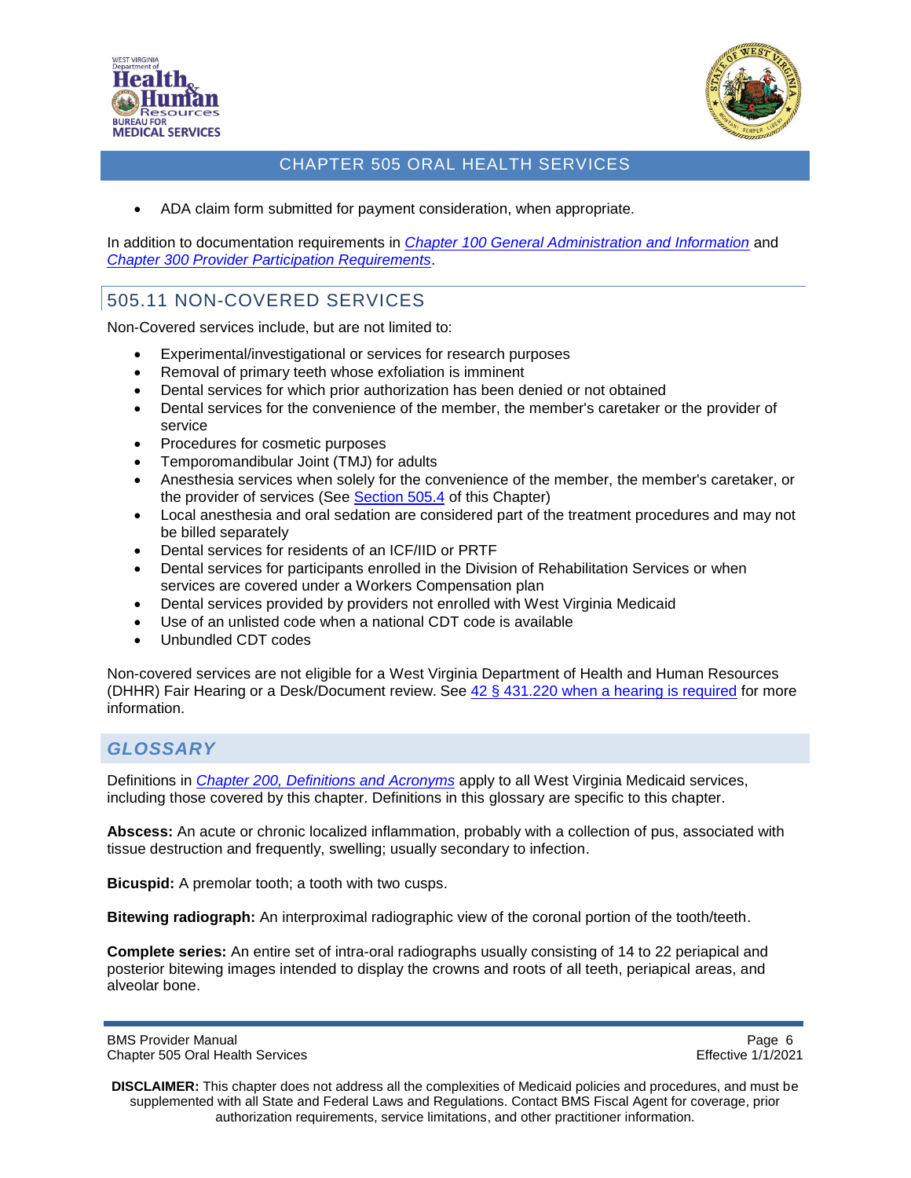- ADA claim form submitted for payment consideration, when appropriate.

In addition to documentation requirements in *Chapter 100 General Administration and Information* and *Chapter 300 Provider Participation Requirements*.

## 505.11 NON-COVERED SERVICES

Non-Covered services include, but are not limited to:

- Experimental/investigational or services for research purposes
- Removal of primary teeth whose exfoliation is imminent
- Dental services for which prior authorization has been denied or not obtained
- Dental services for the convenience of the member, the member's caretaker or the provider of service
- Procedures for cosmetic purposes
- Temporomandibular Joint (TMJ) for adults
- Anesthesia services when solely for the convenience of the member, the member's caretaker, or the provider of services (See Section 505.4 of this Chapter)
- Local anesthesia and oral sedation are considered part of the treatment procedures and may not be billed separately
- Dental services for residents of an ICF/IID or PRTF
- Dental services for participants enrolled in the Division of Rehabilitation Services or when services are covered under a Workers Compensation plan
- Dental services provided by providers not enrolled with West Virginia Medicaid
- Use of an unlisted code when a national CDT code is available
- Unbundled CDT codes

Non-covered services are not eligible for a West Virginia Department of Health and Human Resources (DHHR) Fair Hearing or a Desk/Document review. See 42 § 431.220 when a hearing is required for more information.

## *GLOSSARY*

Definitions in *Chapter 200, Definitions and Acronyms* apply to all West Virginia Medicaid services, including those covered by this chapter. Definitions in this glossary are specific to this chapter.

**Abscess:** An acute or chronic localized inflammation, probably with a collection of pus, associated with tissue destruction and frequently, swelling; usually secondary to infection.

**Bicuspid:** A premolar tooth; a tooth with two cusps.

**Bitewing radiograph:** An interproximal radiographic view of the coronal portion of the tooth/teeth.

**Complete series:** An entire set of intra-oral radiographs usually consisting of 14 to 22 periapical and posterior bitewing images intended to display the crowns and roots of all teeth, periapical areas, and alveolar bone.

**DISCLAIMER:** This chapter does not address all the complexities of Medicaid policies and procedures, and must be supplemented with all State and Federal Laws and Regulations. Contact BMS Fiscal Agent for coverage, prior authorization requirements, service limitations, and other practitioner information.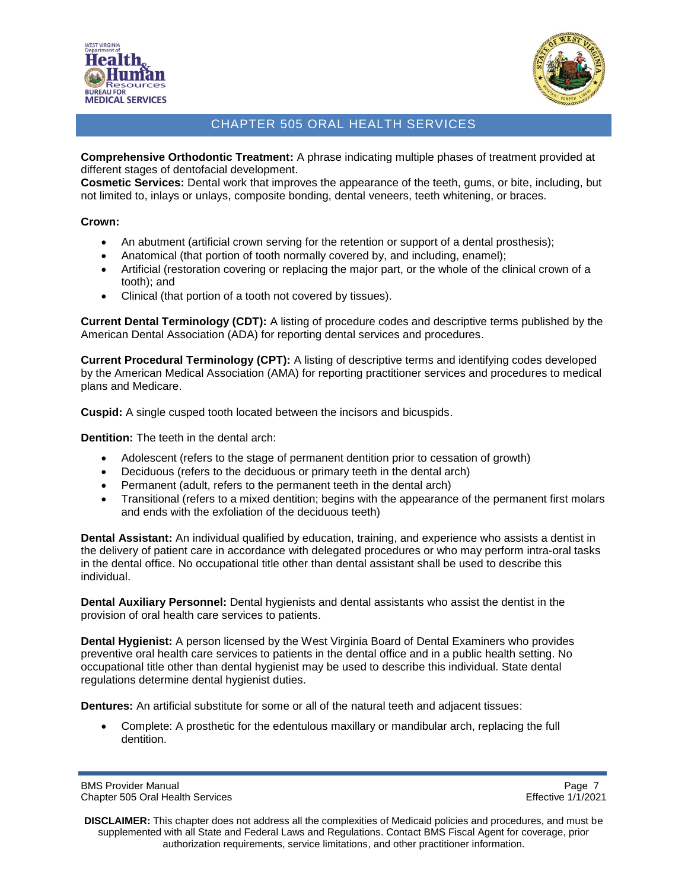**Comprehensive Orthodontic Treatment:** A phrase indicating multiple phases of treatment provided at different stages of dentofacial development.

**Cosmetic Services:** Dental work that improves the appearance of the teeth, gums, or bite, including, but not limited to, inlays or unlays, composite bonding, dental veneers, teeth whitening, or braces.

**Crown:**

- An abutment (artificial crown serving for the retention or support of a dental prosthesis);
- Anatomical (that portion of tooth normally covered by, and including, enamel);
- Artificial (restoration covering or replacing the major part, or the whole of the clinical crown of a tooth); and
- Clinical (that portion of a tooth not covered by tissues).

**Current Dental Terminology (CDT):** A listing of procedure codes and descriptive terms published by the American Dental Association (ADA) for reporting dental services and procedures.

**Current Procedural Terminology (CPT):** A listing of descriptive terms and identifying codes developed by the American Medical Association (AMA) for reporting practitioner services and procedures to medical plans and Medicare.

**Cuspid:** A single cusped tooth located between the incisors and bicuspids.

**Dentition:** The teeth in the dental arch:

- Adolescent (refers to the stage of permanent dentition prior to cessation of growth)
- Deciduous (refers to the deciduous or primary teeth in the dental arch)
- Permanent (adult, refers to the permanent teeth in the dental arch)
- Transitional (refers to a mixed dentition; begins with the appearance of the permanent first molars and ends with the exfoliation of the deciduous teeth)

**Dental Assistant:** An individual qualified by education, training, and experience who assists a dentist in the delivery of patient care in accordance with delegated procedures or who may perform intra-oral tasks in the dental office. No occupational title other than dental assistant shall be used to describe this individual.

**Dental Auxiliary Personnel:** Dental hygienists and dental assistants who assist the dentist in the provision of oral health care services to patients.

**Dental Hygienist:** A person licensed by the West Virginia Board of Dental Examiners who provides preventive oral health care services to patients in the dental office and in a public health setting. No occupational title other than dental hygienist may be used to describe this individual. State dental regulations determine dental hygienist duties.

**Dentures:** An artificial substitute for some or all of the natural teeth and adjacent tissues:

- Complete: A prosthetic for the edentulous maxillary or mandibular arch, replacing the full dentition.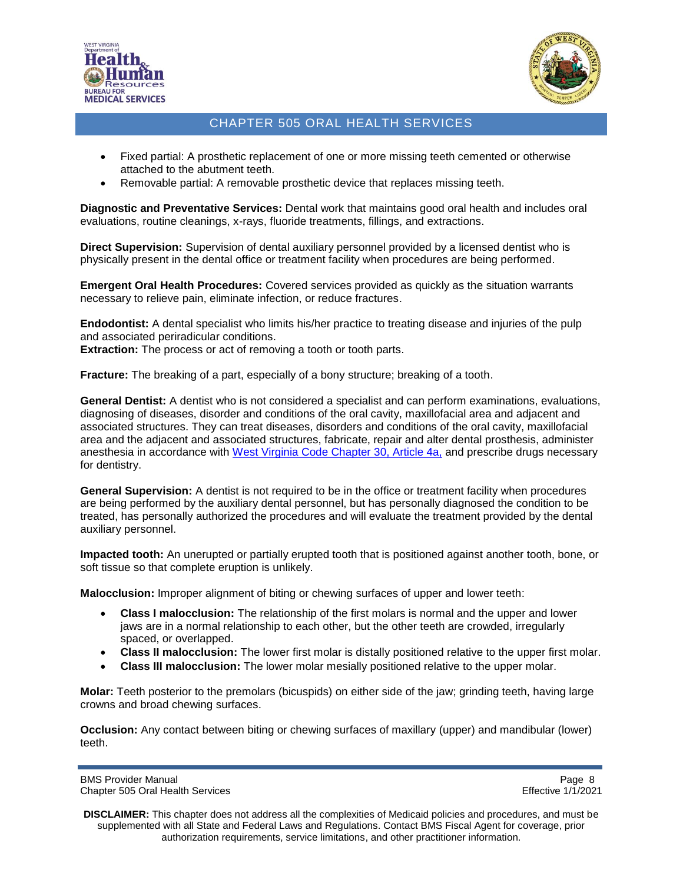- Fixed partial: A prosthetic replacement of one or more missing teeth cemented or otherwise attached to the abutment teeth.
- Removable partial: A removable prosthetic device that replaces missing teeth.

**Diagnostic and Preventative Services:** Dental work that maintains good oral health and includes oral evaluations, routine cleanings, x-rays, fluoride treatments, fillings, and extractions.

**Direct Supervision:** Supervision of dental auxiliary personnel provided by a licensed dentist who is physically present in the dental office or treatment facility when procedures are being performed.

**Emergent Oral Health Procedures:** Covered services provided as quickly as the situation warrants necessary to relieve pain, eliminate infection, or reduce fractures.

**Endodontist:** A dental specialist who limits his/her practice to treating disease and injuries of the pulp and associated periradicular conditions.
**Extraction:** The process or act of removing a tooth or tooth parts.

**Fracture:** The breaking of a part, especially of a bony structure; breaking of a tooth.

**General Dentist:** A dentist who is not considered a specialist and can perform examinations, evaluations, diagnosing of diseases, disorder and conditions of the oral cavity, maxillofacial area and adjacent and associated structures. They can treat diseases, disorders and conditions of the oral cavity, maxillofacial area and the adjacent and associated structures, fabricate, repair and alter dental prosthesis, administer anesthesia in accordance with West Virginia Code Chapter 30, Article 4a, and prescribe drugs necessary for dentistry.

**General Supervision:** A dentist is not required to be in the office or treatment facility when procedures are being performed by the auxiliary dental personnel, but has personally diagnosed the condition to be treated, has personally authorized the procedures and will evaluate the treatment provided by the dental auxiliary personnel.

**Impacted tooth:** An unerupted or partially erupted tooth that is positioned against another tooth, bone, or soft tissue so that complete eruption is unlikely.

**Malocclusion:** Improper alignment of biting or chewing surfaces of upper and lower teeth:

- **Class I malocclusion:** The relationship of the first molars is normal and the upper and lower jaws are in a normal relationship to each other, but the other teeth are crowded, irregularly spaced, or overlapped.
- **Class II malocclusion:** The lower first molar is distally positioned relative to the upper first molar.
- **Class III malocclusion:** The lower molar mesially positioned relative to the upper molar.

**Molar:** Teeth posterior to the premolars (bicuspids) on either side of the jaw; grinding teeth, having large crowns and broad chewing surfaces.

**Occlusion:** Any contact between biting or chewing surfaces of maxillary (upper) and mandibular (lower) teeth.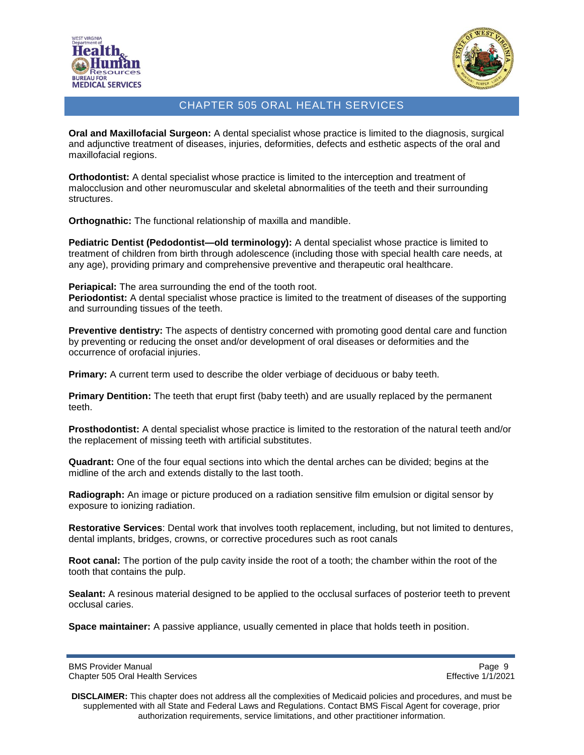**Oral and Maxillofacial Surgeon:** A dental specialist whose practice is limited to the diagnosis, surgical and adjunctive treatment of diseases, injuries, deformities, defects and esthetic aspects of the oral and maxillofacial regions.

**Orthodontist:** A dental specialist whose practice is limited to the interception and treatment of malocclusion and other neuromuscular and skeletal abnormalities of the teeth and their surrounding structures.

**Orthognathic:** The functional relationship of maxilla and mandible.

**Pediatric Dentist (Pedodontist—old terminology):** A dental specialist whose practice is limited to treatment of children from birth through adolescence (including those with special health care needs, at any age), providing primary and comprehensive preventive and therapeutic oral healthcare.

**Periapical:** The area surrounding the end of the tooth root.

**Periodontist:** A dental specialist whose practice is limited to the treatment of diseases of the supporting and surrounding tissues of the teeth.

**Preventive dentistry:** The aspects of dentistry concerned with promoting good dental care and function by preventing or reducing the onset and/or development of oral diseases or deformities and the occurrence of orofacial injuries.

**Primary:** A current term used to describe the older verbiage of deciduous or baby teeth.

**Primary Dentition:** The teeth that erupt first (baby teeth) and are usually replaced by the permanent teeth.

**Prosthodontist:** A dental specialist whose practice is limited to the restoration of the natural teeth and/or the replacement of missing teeth with artificial substitutes.

**Quadrant:** One of the four equal sections into which the dental arches can be divided; begins at the midline of the arch and extends distally to the last tooth.

**Radiograph:** An image or picture produced on a radiation sensitive film emulsion or digital sensor by exposure to ionizing radiation.

**Restorative Services**: Dental work that involves tooth replacement, including, but not limited to dentures, dental implants, bridges, crowns, or corrective procedures such as root canals

**Root canal:** The portion of the pulp cavity inside the root of a tooth; the chamber within the root of the tooth that contains the pulp.

**Sealant:** A resinous material designed to be applied to the occlusal surfaces of posterior teeth to prevent occlusal caries.

**Space maintainer:** A passive appliance, usually cemented in place that holds teeth in position.

**DISCLAIMER:** This chapter does not address all the complexities of Medicaid policies and procedures, and must be supplemented with all State and Federal Laws and Regulations. Contact BMS Fiscal Agent for coverage, prior authorization requirements, service limitations, and other practitioner information.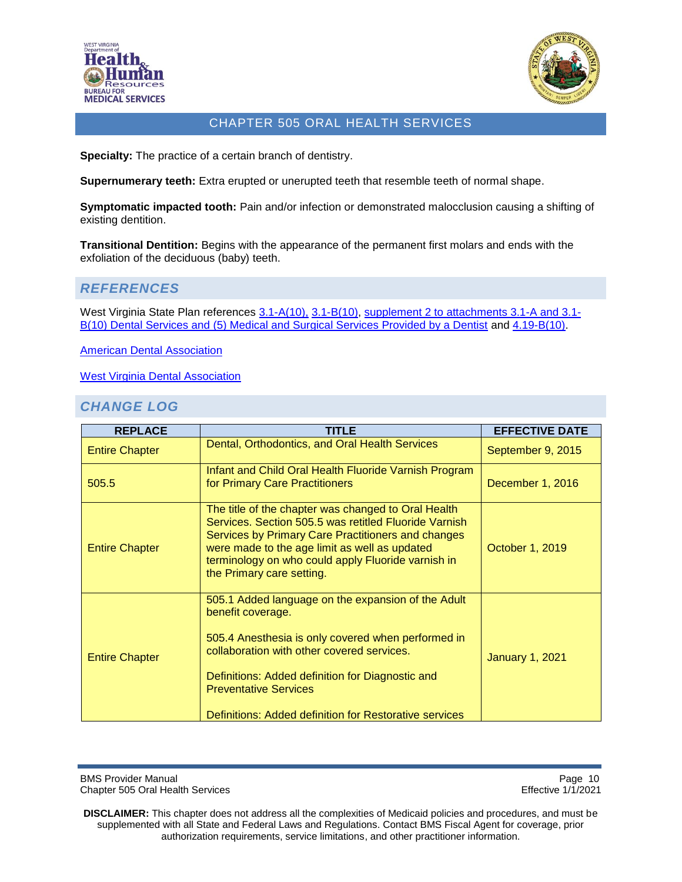**Specialty:** The practice of a certain branch of dentistry.

**Supernumerary teeth:** Extra erupted or unerupted teeth that resemble teeth of normal shape.

**Symptomatic impacted tooth:** Pain and/or infection or demonstrated malocclusion causing a shifting of existing dentition.

**Transitional Dentition:** Begins with the appearance of the permanent first molars and ends with the exfoliation of the deciduous (baby) teeth.

## REFERENCES

West Virginia State Plan references 3.1-A(10), 3.1-B(10), supplement 2 to attachments 3.1-A and 3.1-B(10) Dental Services and (5) Medical and Surgical Services Provided by a Dentist and 4.19-B(10).

American Dental Association

West Virginia Dental Association

## CHANGE LOG

| REPLACE | TITLE | EFFECTIVE DATE |
| --- | --- | --- |
| Entire Chapter | Dental, Orthodontics, and Oral Health Services | September 9, 2015 |
| 505.5 | Infant and Child Oral Health Fluoride Varnish Program for Primary Care Practitioners | December 1, 2016 |
| Entire Chapter | The title of the chapter was changed to Oral Health Services. Section 505.5 was retitled Fluoride Varnish Services by Primary Care Practitioners and changes were made to the age limit as well as updated terminology on who could apply Fluoride varnish in the Primary care setting. | October 1, 2019 |
| Entire Chapter | 505.1 Added language on the expansion of the Adult benefit coverage.<br><br>505.4 Anesthesia is only covered when performed in collaboration with other covered services.<br><br>Definitions: Added definition for Diagnostic and Preventative Services<br><br>Definitions: Added definition for Restorative services | January 1, 2021 |

**DISCLAIMER:** This chapter does not address all the complexities of Medicaid policies and procedures, and must be supplemented with all State and Federal Laws and Regulations. Contact BMS Fiscal Agent for coverage, prior authorization requirements, service limitations, and other practitioner information.